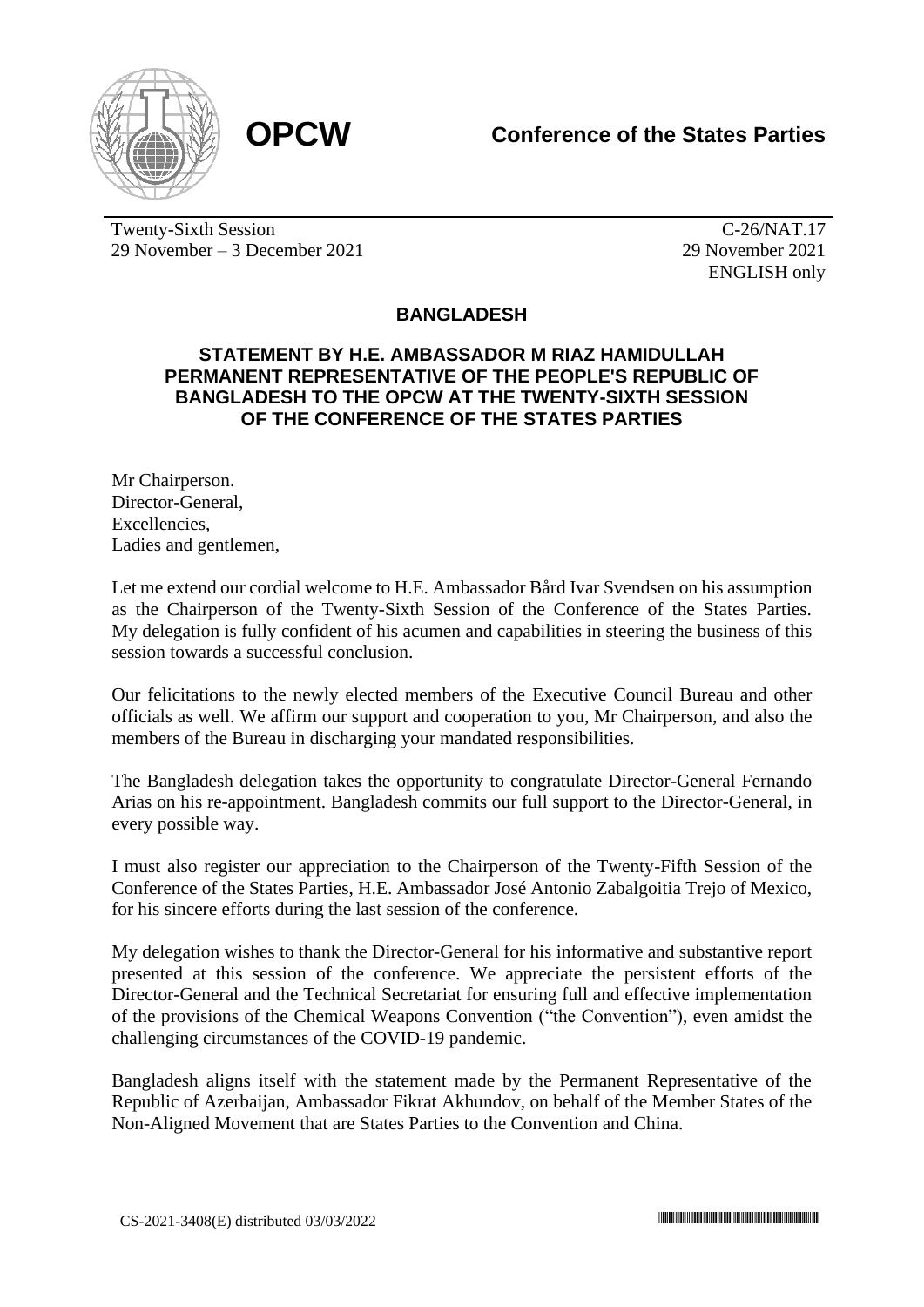**OPCW** **Conference of the States Parties**

Twenty-Sixth Session
29 November – 3 December 2021

C-26/NAT.17
29 November 2021
ENGLISH only

## BANGLADESH

### STATEMENT BY H.E. AMBASSADOR M RIAZ HAMIDULLAH PERMANENT REPRESENTATIVE OF THE PEOPLE'S REPUBLIC OF BANGLADESH TO THE OPCW AT THE TWENTY-SIXTH SESSION OF THE CONFERENCE OF THE STATES PARTIES

Mr Chairperson.
Director-General,
Excellencies,
Ladies and gentlemen,

Let me extend our cordial welcome to H.E. Ambassador Bård Ivar Svendsen on his assumption as the Chairperson of the Twenty-Sixth Session of the Conference of the States Parties. My delegation is fully confident of his acumen and capabilities in steering the business of this session towards a successful conclusion.

Our felicitations to the newly elected members of the Executive Council Bureau and other officials as well. We affirm our support and cooperation to you, Mr Chairperson, and also the members of the Bureau in discharging your mandated responsibilities.

The Bangladesh delegation takes the opportunity to congratulate Director-General Fernando Arias on his re-appointment. Bangladesh commits our full support to the Director-General, in every possible way.

I must also register our appreciation to the Chairperson of the Twenty-Fifth Session of the Conference of the States Parties, H.E. Ambassador José Antonio Zabalgoitia Trejo of Mexico, for his sincere efforts during the last session of the conference.

My delegation wishes to thank the Director-General for his informative and substantive report presented at this session of the conference. We appreciate the persistent efforts of the Director-General and the Technical Secretariat for ensuring full and effective implementation of the provisions of the Chemical Weapons Convention ("the Convention"), even amidst the challenging circumstances of the COVID-19 pandemic.

Bangladesh aligns itself with the statement made by the Permanent Representative of the Republic of Azerbaijan, Ambassador Fikrat Akhundov, on behalf of the Member States of the Non-Aligned Movement that are States Parties to the Convention and China.

CS-2021-3408(E) distributed 03/03/2022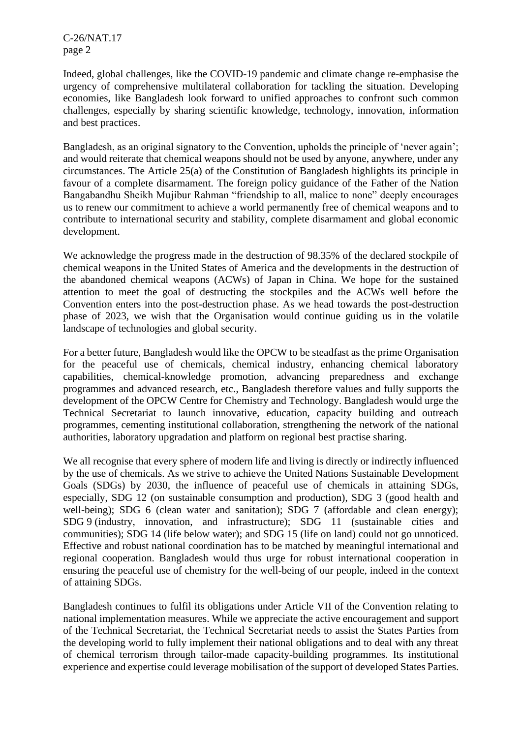Indeed, global challenges, like the COVID-19 pandemic and climate change re-emphasise the urgency of comprehensive multilateral collaboration for tackling the situation. Developing economies, like Bangladesh look forward to unified approaches to confront such common challenges, especially by sharing scientific knowledge, technology, innovation, information and best practices.

Bangladesh, as an original signatory to the Convention, upholds the principle of 'never again'; and would reiterate that chemical weapons should not be used by anyone, anywhere, under any circumstances. The Article 25(a) of the Constitution of Bangladesh highlights its principle in favour of a complete disarmament. The foreign policy guidance of the Father of the Nation Bangabandhu Sheikh Mujibur Rahman "friendship to all, malice to none" deeply encourages us to renew our commitment to achieve a world permanently free of chemical weapons and to contribute to international security and stability, complete disarmament and global economic development.

We acknowledge the progress made in the destruction of 98.35% of the declared stockpile of chemical weapons in the United States of America and the developments in the destruction of the abandoned chemical weapons (ACWs) of Japan in China. We hope for the sustained attention to meet the goal of destructing the stockpiles and the ACWs well before the Convention enters into the post-destruction phase. As we head towards the post-destruction phase of 2023, we wish that the Organisation would continue guiding us in the volatile landscape of technologies and global security.

For a better future, Bangladesh would like the OPCW to be steadfast as the prime Organisation for the peaceful use of chemicals, chemical industry, enhancing chemical laboratory capabilities, chemical-knowledge promotion, advancing preparedness and exchange programmes and advanced research, etc., Bangladesh therefore values and fully supports the development of the OPCW Centre for Chemistry and Technology. Bangladesh would urge the Technical Secretariat to launch innovative, education, capacity building and outreach programmes, cementing institutional collaboration, strengthening the network of the national authorities, laboratory upgradation and platform on regional best practise sharing.

We all recognise that every sphere of modern life and living is directly or indirectly influenced by the use of chemicals. As we strive to achieve the United Nations Sustainable Development Goals (SDGs) by 2030, the influence of peaceful use of chemicals in attaining SDGs, especially, SDG 12 (on sustainable consumption and production), SDG 3 (good health and well-being); SDG 6 (clean water and sanitation); SDG 7 (affordable and clean energy); SDG 9 (industry, innovation, and infrastructure); SDG 11 (sustainable cities and communities); SDG 14 (life below water); and SDG 15 (life on land) could not go unnoticed. Effective and robust national coordination has to be matched by meaningful international and regional cooperation. Bangladesh would thus urge for robust international cooperation in ensuring the peaceful use of chemistry for the well-being of our people, indeed in the context of attaining SDGs.

Bangladesh continues to fulfil its obligations under Article VII of the Convention relating to national implementation measures. While we appreciate the active encouragement and support of the Technical Secretariat, the Technical Secretariat needs to assist the States Parties from the developing world to fully implement their national obligations and to deal with any threat of chemical terrorism through tailor-made capacity-building programmes. Its institutional experience and expertise could leverage mobilisation of the support of developed States Parties.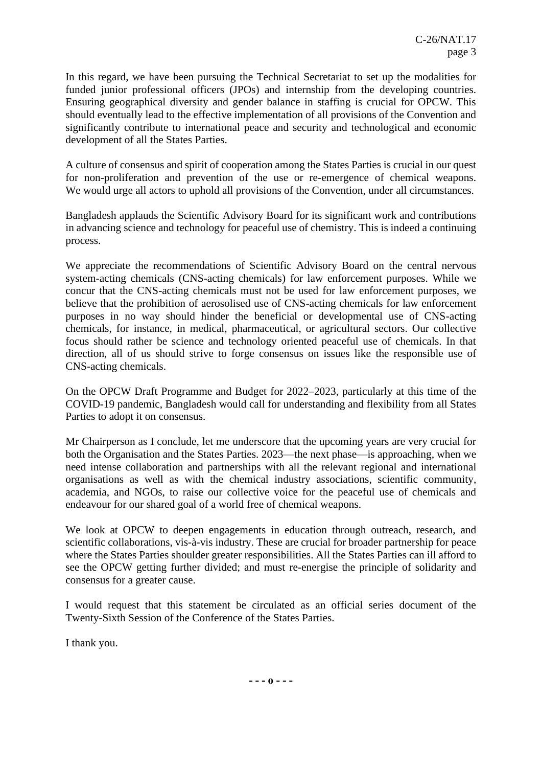In this regard, we have been pursuing the Technical Secretariat to set up the modalities for funded junior professional officers (JPOs) and internship from the developing countries. Ensuring geographical diversity and gender balance in staffing is crucial for OPCW. This should eventually lead to the effective implementation of all provisions of the Convention and significantly contribute to international peace and security and technological and economic development of all the States Parties.

A culture of consensus and spirit of cooperation among the States Parties is crucial in our quest for non-proliferation and prevention of the use or re-emergence of chemical weapons. We would urge all actors to uphold all provisions of the Convention, under all circumstances.

Bangladesh applauds the Scientific Advisory Board for its significant work and contributions in advancing science and technology for peaceful use of chemistry. This is indeed a continuing process.

We appreciate the recommendations of Scientific Advisory Board on the central nervous system-acting chemicals (CNS-acting chemicals) for law enforcement purposes. While we concur that the CNS-acting chemicals must not be used for law enforcement purposes, we believe that the prohibition of aerosolised use of CNS-acting chemicals for law enforcement purposes in no way should hinder the beneficial or developmental use of CNS-acting chemicals, for instance, in medical, pharmaceutical, or agricultural sectors. Our collective focus should rather be science and technology oriented peaceful use of chemicals. In that direction, all of us should strive to forge consensus on issues like the responsible use of CNS-acting chemicals.

On the OPCW Draft Programme and Budget for 2022–2023, particularly at this time of the COVID-19 pandemic, Bangladesh would call for understanding and flexibility from all States Parties to adopt it on consensus.

Mr Chairperson as I conclude, let me underscore that the upcoming years are very crucial for both the Organisation and the States Parties. 2023—the next phase—is approaching, when we need intense collaboration and partnerships with all the relevant regional and international organisations as well as with the chemical industry associations, scientific community, academia, and NGOs, to raise our collective voice for the peaceful use of chemicals and endeavour for our shared goal of a world free of chemical weapons.

We look at OPCW to deepen engagements in education through outreach, research, and scientific collaborations, vis-à-vis industry. These are crucial for broader partnership for peace where the States Parties shoulder greater responsibilities. All the States Parties can ill afford to see the OPCW getting further divided; and must re-energise the principle of solidarity and consensus for a greater cause.

I would request that this statement be circulated as an official series document of the Twenty-Sixth Session of the Conference of the States Parties.

I thank you.

**- - - o - - -**